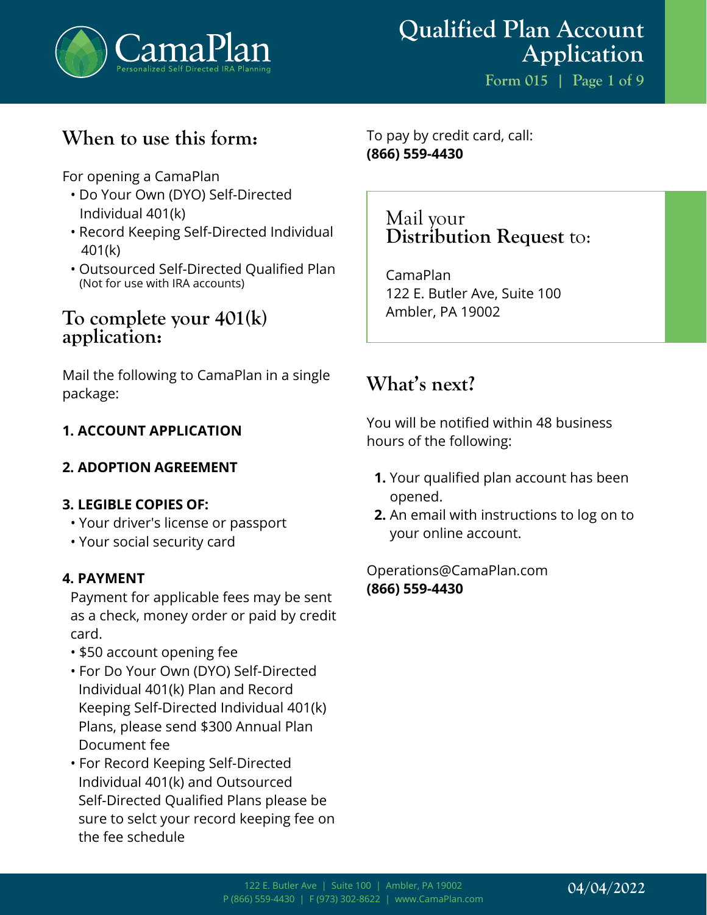# Qualified Plan Account Application

Form 015

## When to use this form:

For opening a CamaPlan

- Do Your Own (DYO) Self-Directed Individual 401(k)
- Record Keeping Self-Directed Individual 401(k)
- Outsourced Self-Directed Qualified Plan (Not for use with IRA accounts)

## To complete your 401(k) application:

Mail the following to CamaPlan in a single package:

**1. ACCOUNT APPLICATION**

**2. ADOPTION AGREEMENT**

**3. LEGIBLE COPIES OF:**

- Your driver's license or passport
- Your social security card

**4. PAYMENT**

Payment for applicable fees may be sent as a check, money order or paid by credit card.

- $50 account opening fee
- For Do Your Own (DYO) Self-Directed Individual 401(k) Plan and Record Keeping Self-Directed Individual 401(k) Plans, please send $300 Annual Plan Document fee
- For Record Keeping Self-Directed Individual 401(k) and Outsourced Self-Directed Qualified Plans please be sure to selct your record keeping fee on the fee schedule

To pay by credit card, call:
**(866) 559-4430**

## Mail your **Distribution Request** to:

CamaPlan
122 E. Butler Ave, Suite 100
Ambler, PA 19002

## What's next?

You will be notified within 48 business hours of the following:

1. Your qualified plan account has been opened.
2. An email with instructions to log on to your online account.

Operations@CamaPlan.com
**(866) 559-4430**

04/04/2022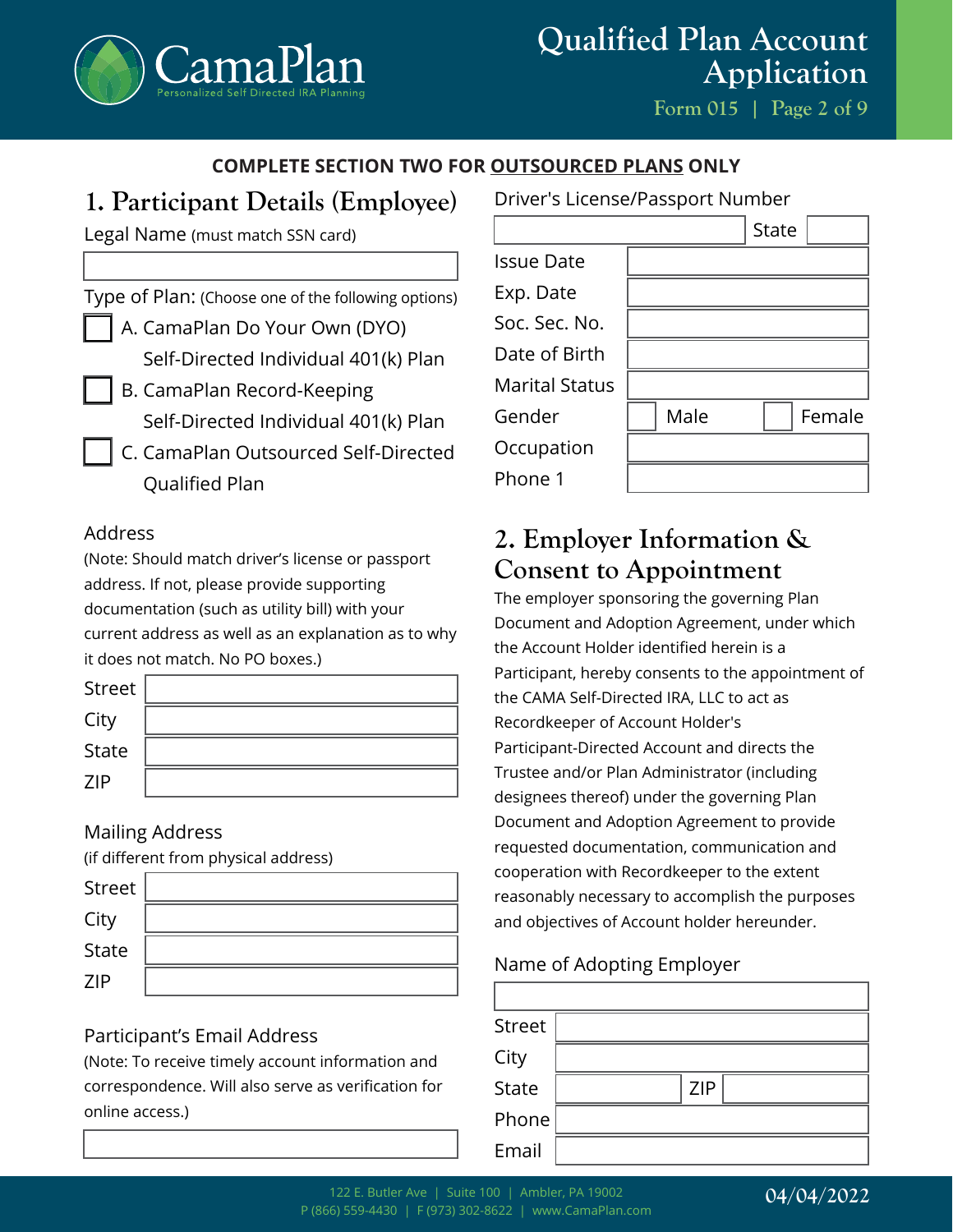**COMPLETE SECTION TWO FOR OUTSOURCED PLANS ONLY**

## 1. Participant Details (Employee)

Legal Name (must match SSN card)

Type of Plan: (Choose one of the following options)

- ☐ A. CamaPlan Do Your Own (DYO) Self-Directed Individual 401(k) Plan
- ☐ B. CamaPlan Record-Keeping Self-Directed Individual 401(k) Plan
- ☐ C. CamaPlan Outsourced Self-Directed Qualified Plan

Address

(Note: Should match driver's license or passport address. If not, please provide supporting documentation (such as utility bill) with your current address as well as an explanation as to why it does not match. No PO boxes.)

| Street | |
|---|---|
| City | |
| State | |
| ZIP | |

Mailing Address

(if different from physical address)

| Street | |
|---|---|
| City | |
| State | |
| ZIP | |

Participant's Email Address

(Note: To receive timely account information and correspondence. Will also serve as verification for online access.)

Driver's License/Passport Number

| | State | |
|---|---|---|

| Issue Date | |
|---|---|
| Exp. Date | |
| Soc. Sec. No. | |
| Date of Birth | |
| Marital Status | |
| Gender | ☐ Male ☐ Female |
| Occupation | |
| Phone 1 | |

## 2. Employer Information & Consent to Appointment

The employer sponsoring the governing Plan Document and Adoption Agreement, under which the Account Holder identified herein is a Participant, hereby consents to the appointment of the CAMA Self-Directed IRA, LLC to act as Recordkeeper of Account Holder's Participant-Directed Account and directs the Trustee and/or Plan Administrator (including designees thereof) under the governing Plan Document and Adoption Agreement to provide requested documentation, communication and cooperation with Recordkeeper to the extent reasonably necessary to accomplish the purposes and objectives of Account holder hereunder.

Name of Adopting Employer

| Street | | | |
|---|---|---|---|
| City | | | |
| State | | ZIP | |
| Phone | | | |
| Email | | | |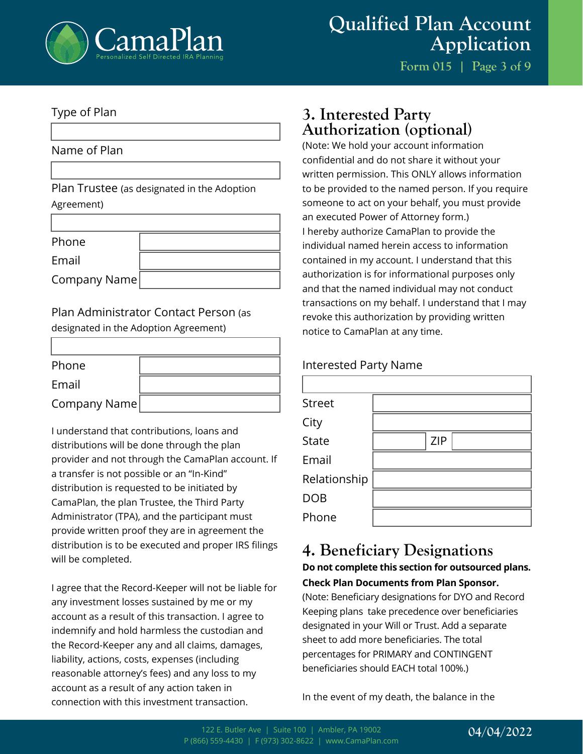Type of Plan

Name of Plan

Plan Trustee (as designated in the Adoption Agreement)

| | |
|---|---|
| Phone | |
| Email | |
| Company Name | |

Plan Administrator Contact Person (as designated in the Adoption Agreement)

| | |
|---|---|
| Phone | |
| Email | |
| Company Name | |

I understand that contributions, loans and distributions will be done through the plan provider and not through the CamaPlan account. If a transfer is not possible or an "In-Kind" distribution is requested to be initiated by CamaPlan, the plan Trustee, the Third Party Administrator (TPA), and the participant must provide written proof they are in agreement the distribution is to be executed and proper IRS filings will be completed.

I agree that the Record-Keeper will not be liable for any investment losses sustained by me or my account as a result of this transaction. I agree to indemnify and hold harmless the custodian and the Record-Keeper any and all claims, damages, liability, actions, costs, expenses (including reasonable attorney's fees) and any loss to my account as a result of any action taken in connection with this investment transaction.

## 3. Interested Party Authorization (optional)

(Note: We hold your account information confidential and do not share it without your written permission. This ONLY allows information to be provided to the named person. If you require someone to act on your behalf, you must provide an executed Power of Attorney form.)

I hereby authorize CamaPlan to provide the individual named herein access to information contained in my account. I understand that this authorization is for informational purposes only and that the named individual may not conduct transactions on my behalf. I understand that I may revoke this authorization by providing written notice to CamaPlan at any time.

Interested Party Name

| | | | |
|---|---|---|---|
| Street | | | |
| City | | | |
| State | | ZIP | |
| Email | | | |
| Relationship | | | |
| DOB | | | |
| Phone | | | |

## 4. Beneficiary Designations

**Do not complete this section for outsourced plans. Check Plan Documents from Plan Sponsor.**

(Note: Beneficiary designations for DYO and Record Keeping plans take precedence over beneficiaries designated in your Will or Trust. Add a separate sheet to add more beneficiaries. The total percentages for PRIMARY and CONTINGENT beneficiaries should EACH total 100%.)

In the event of my death, the balance in the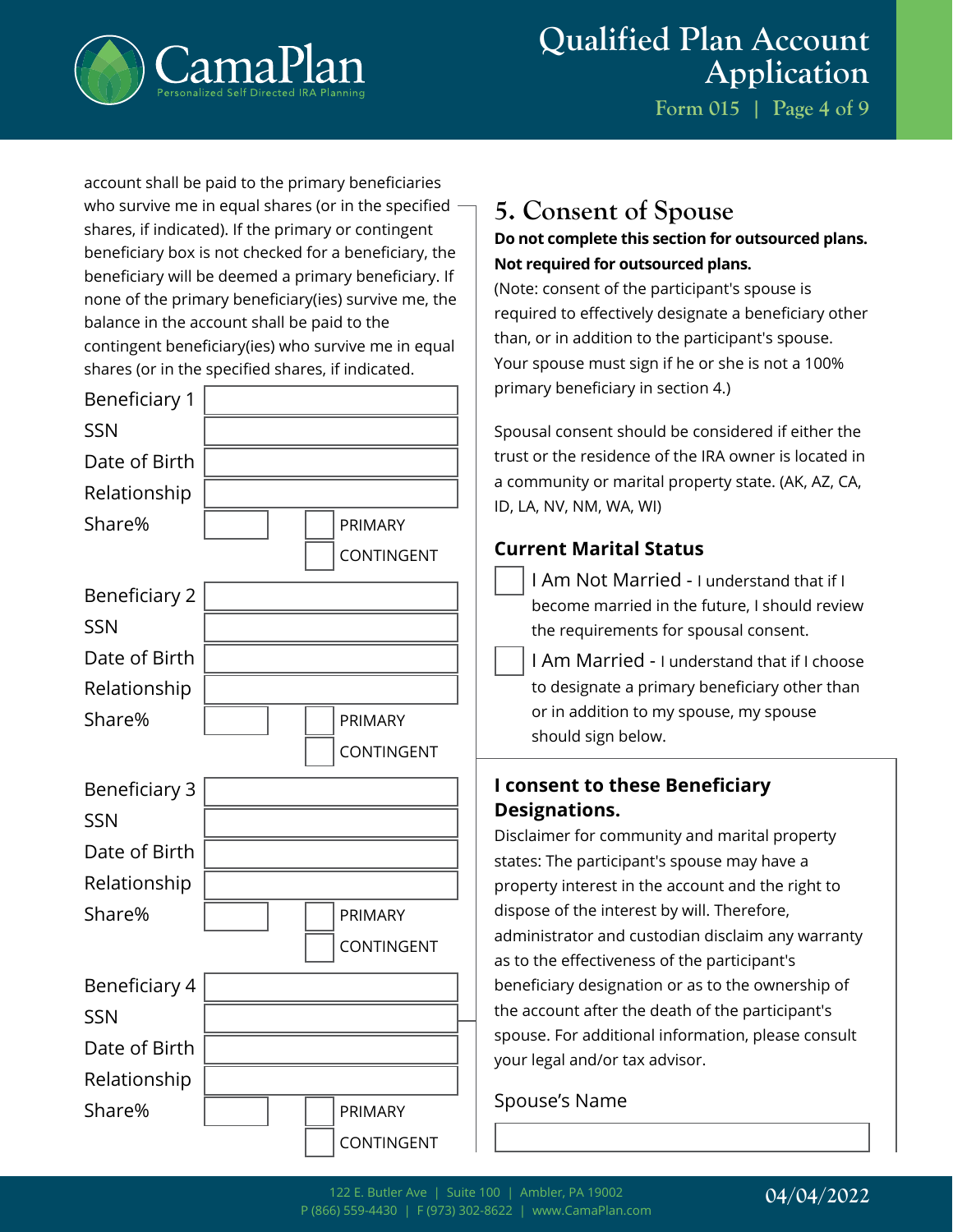account shall be paid to the primary beneficiaries who survive me in equal shares (or in the specified shares, if indicated). If the primary or contingent beneficiary box is not checked for a beneficiary, the beneficiary will be deemed a primary beneficiary. If none of the primary beneficiary(ies) survive me, the balance in the account shall be paid to the contingent beneficiary(ies) who survive me in equal shares (or in the specified shares, if indicated.

Beneficiary 1 ____________________

SSN ____________________

Date of Birth ____________________

Relationship ____________________

Share% ________ ☐ PRIMARY ☐ CONTINGENT

Beneficiary 2 ____________________

SSN ____________________

Date of Birth ____________________

Relationship ____________________

Share% ________ ☐ PRIMARY ☐ CONTINGENT

Beneficiary 3 ____________________

SSN ____________________

Date of Birth ____________________

Relationship ____________________

Share% ________ ☐ PRIMARY ☐ CONTINGENT

Beneficiary 4 ____________________

SSN ____________________

Date of Birth ____________________

Relationship ____________________

Share% ________ ☐ PRIMARY ☐ CONTINGENT

## 5. Consent of Spouse

**Do not complete this section for outsourced plans.**

**Not required for outsourced plans.**

(Note: consent of the participant's spouse is required to effectively designate a beneficiary other than, or in addition to the participant's spouse. Your spouse must sign if he or she is not a 100% primary beneficiary in section 4.)

Spousal consent should be considered if either the trust or the residence of the IRA owner is located in a community or marital property state. (AK, AZ, CA, ID, LA, NV, NM, WA, WI)

### Current Marital Status

☐ I Am Not Married - I understand that if I become married in the future, I should review the requirements for spousal consent.

☐ I Am Married - I understand that if I choose to designate a primary beneficiary other than or in addition to my spouse, my spouse should sign below.

### I consent to these Beneficiary Designations.

Disclaimer for community and marital property states: The participant's spouse may have a property interest in the account and the right to dispose of the interest by will. Therefore, administrator and custodian disclaim any warranty as to the effectiveness of the participant's beneficiary designation or as to the ownership of the account after the death of the participant's spouse. For additional information, please consult your legal and/or tax advisor.

Spouse's Name ____________________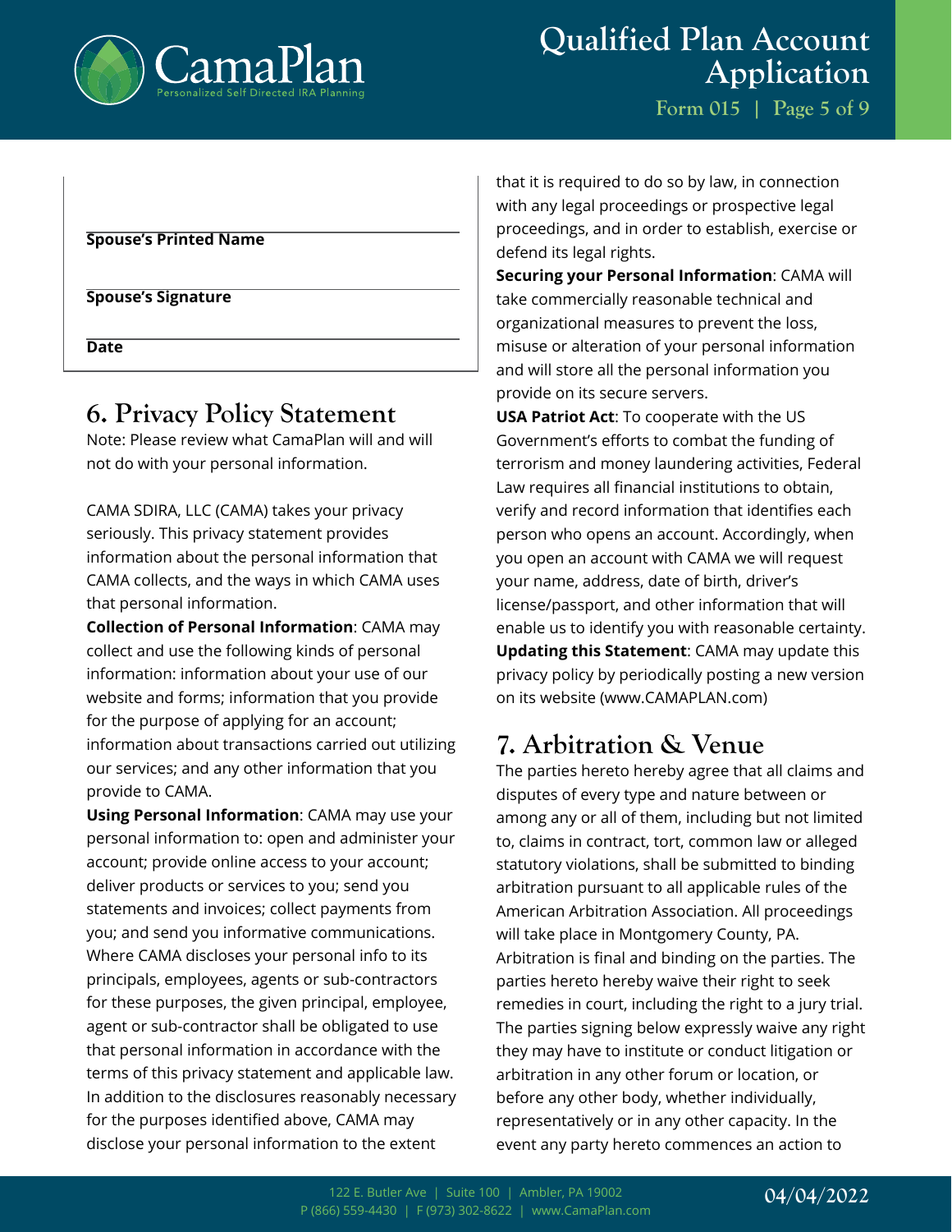Spouse's Printed Name

Spouse's Signature

Date

## 6. Privacy Policy Statement

Note: Please review what CamaPlan will and will not do with your personal information.

CAMA SDIRA, LLC (CAMA) takes your privacy seriously. This privacy statement provides information about the personal information that CAMA collects, and the ways in which CAMA uses that personal information.

**Collection of Personal Information**: CAMA may collect and use the following kinds of personal information: information about your use of our website and forms; information that you provide for the purpose of applying for an account; information about transactions carried out utilizing our services; and any other information that you provide to CAMA.

**Using Personal Information**: CAMA may use your personal information to: open and administer your account; provide online access to your account; deliver products or services to you; send you statements and invoices; collect payments from you; and send you informative communications. Where CAMA discloses your personal info to its principals, employees, agents or sub-contractors for these purposes, the given principal, employee, agent or sub-contractor shall be obligated to use that personal information in accordance with the terms of this privacy statement and applicable law. In addition to the disclosures reasonably necessary for the purposes identified above, CAMA may disclose your personal information to the extent that it is required to do so by law, in connection with any legal proceedings or prospective legal proceedings, and in order to establish, exercise or defend its legal rights.

**Securing your Personal Information**: CAMA will take commercially reasonable technical and organizational measures to prevent the loss, misuse or alteration of your personal information and will store all the personal information you provide on its secure servers.

**USA Patriot Act**: To cooperate with the US Government's efforts to combat the funding of terrorism and money laundering activities, Federal Law requires all financial institutions to obtain, verify and record information that identifies each person who opens an account. Accordingly, when you open an account with CAMA we will request your name, address, date of birth, driver's license/passport, and other information that will enable us to identify you with reasonable certainty.

**Updating this Statement**: CAMA may update this privacy policy by periodically posting a new version on its website (www.CAMAPLAN.com)

## 7. Arbitration & Venue

The parties hereto hereby agree that all claims and disputes of every type and nature between or among any or all of them, including but not limited to, claims in contract, tort, common law or alleged statutory violations, shall be submitted to binding arbitration pursuant to all applicable rules of the American Arbitration Association. All proceedings will take place in Montgomery County, PA. Arbitration is final and binding on the parties. The parties hereto hereby waive their right to seek remedies in court, including the right to a jury trial. The parties signing below expressly waive any right they may have to institute or conduct litigation or arbitration in any other forum or location, or before any other body, whether individually, representatively or in any other capacity. In the event any party hereto commences an action to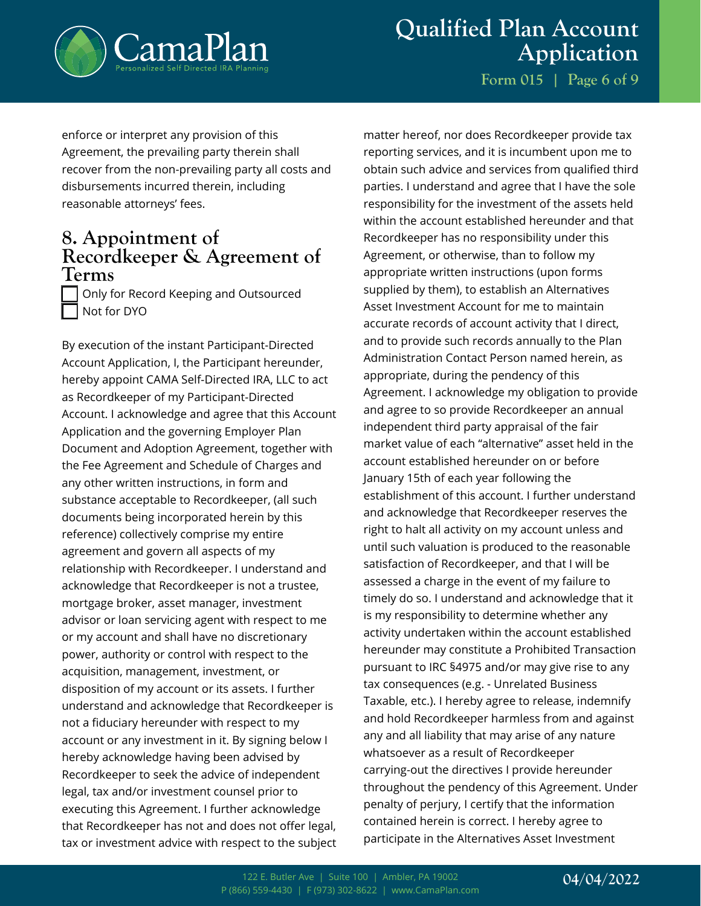enforce or interpret any provision of this Agreement, the prevailing party therein shall recover from the non-prevailing party all costs and disbursements incurred therein, including reasonable attorneys' fees.

## 8. Appointment of Recordkeeper & Agreement of Terms

☐ Only for Record Keeping and Outsourced
☐ Not for DYO

By execution of the instant Participant-Directed Account Application, I, the Participant hereunder, hereby appoint CAMA Self-Directed IRA, LLC to act as Recordkeeper of my Participant-Directed Account. I acknowledge and agree that this Account Application and the governing Employer Plan Document and Adoption Agreement, together with the Fee Agreement and Schedule of Charges and any other written instructions, in form and substance acceptable to Recordkeeper, (all such documents being incorporated herein by this reference) collectively comprise my entire agreement and govern all aspects of my relationship with Recordkeeper. I understand and acknowledge that Recordkeeper is not a trustee, mortgage broker, asset manager, investment advisor or loan servicing agent with respect to me or my account and shall have no discretionary power, authority or control with respect to the acquisition, management, investment, or disposition of my account or its assets. I further understand and acknowledge that Recordkeeper is not a fiduciary hereunder with respect to my account or any investment in it. By signing below I hereby acknowledge having been advised by Recordkeeper to seek the advice of independent legal, tax and/or investment counsel prior to executing this Agreement. I further acknowledge that Recordkeeper has not and does not offer legal, tax or investment advice with respect to the subject matter hereof, nor does Recordkeeper provide tax reporting services, and it is incumbent upon me to obtain such advice and services from qualified third parties. I understand and agree that I have the sole responsibility for the investment of the assets held within the account established hereunder and that Recordkeeper has no responsibility under this Agreement, or otherwise, than to follow my appropriate written instructions (upon forms supplied by them), to establish an Alternatives Asset Investment Account for me to maintain accurate records of account activity that I direct, and to provide such records annually to the Plan Administration Contact Person named herein, as appropriate, during the pendency of this Agreement. I acknowledge my obligation to provide and agree to so provide Recordkeeper an annual independent third party appraisal of the fair market value of each "alternative" asset held in the account established hereunder on or before January 15th of each year following the establishment of this account. I further understand and acknowledge that Recordkeeper reserves the right to halt all activity on my account unless and until such valuation is produced to the reasonable satisfaction of Recordkeeper, and that I will be assessed a charge in the event of my failure to timely do so. I understand and acknowledge that it is my responsibility to determine whether any activity undertaken within the account established hereunder may constitute a Prohibited Transaction pursuant to IRC §4975 and/or may give rise to any tax consequences (e.g. - Unrelated Business Taxable, etc.). I hereby agree to release, indemnify and hold Recordkeeper harmless from and against any and all liability that may arise of any nature whatsoever as a result of Recordkeeper carrying-out the directives I provide hereunder throughout the pendency of this Agreement. Under penalty of perjury, I certify that the information contained herein is correct. I hereby agree to participate in the Alternatives Asset Investment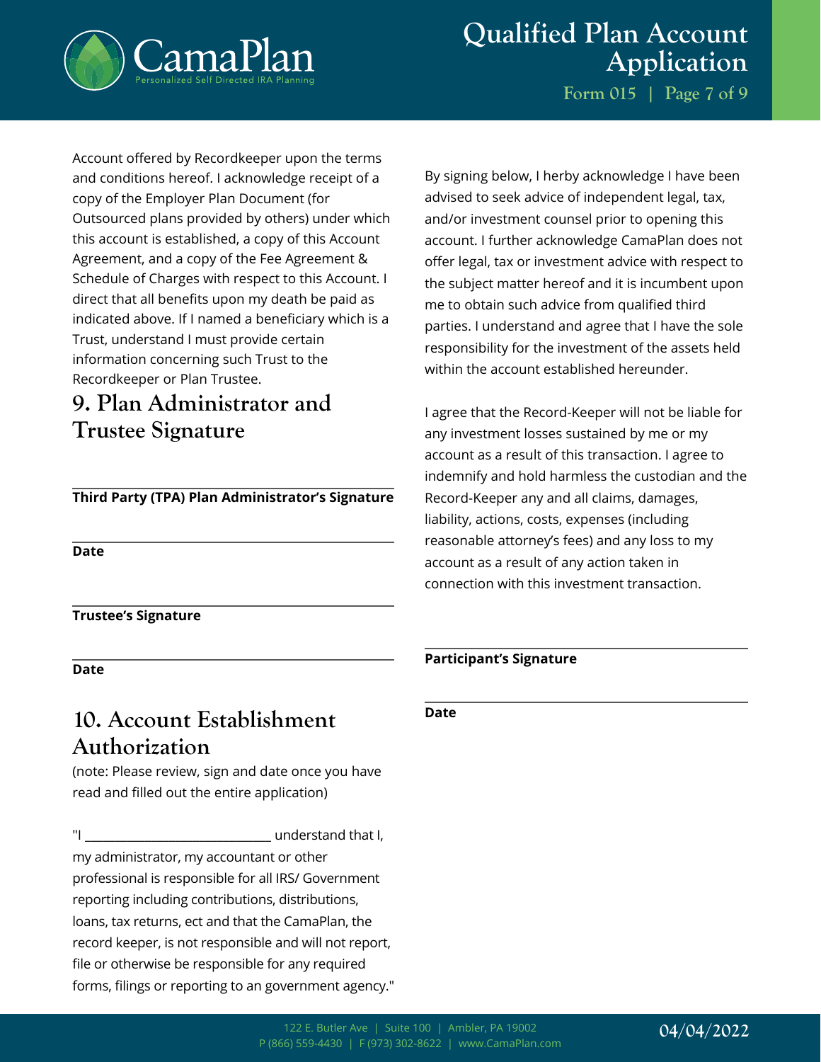Account offered by Recordkeeper upon the terms and conditions hereof. I acknowledge receipt of a copy of the Employer Plan Document (for Outsourced plans provided by others) under which this account is established, a copy of this Account Agreement, and a copy of the Fee Agreement & Schedule of Charges with respect to this Account. I direct that all benefits upon my death be paid as indicated above. If I named a beneficiary which is a Trust, understand I must provide certain information concerning such Trust to the Recordkeeper or Plan Trustee.

## 9. Plan Administrator and Trustee Signature

______________________________

**Third Party (TPA) Plan Administrator's Signature**

______________________________

**Date**

______________________________

**Trustee's Signature**

______________________________

**Date**

## 10. Account Establishment Authorization

(note: Please review, sign and date once you have read and filled out the entire application)

"I ____________________________ understand that I, my administrator, my accountant or other professional is responsible for all IRS/ Government reporting including contributions, distributions, loans, tax returns, ect and that the CamaPlan, the record keeper, is not responsible and will not report, file or otherwise be responsible for any required forms, filings or reporting to an government agency."

By signing below, I herby acknowledge I have been advised to seek advice of independent legal, tax, and/or investment counsel prior to opening this account. I further acknowledge CamaPlan does not offer legal, tax or investment advice with respect to the subject matter hereof and it is incumbent upon me to obtain such advice from qualified third parties. I understand and agree that I have the sole responsibility for the investment of the assets held within the account established hereunder.

I agree that the Record-Keeper will not be liable for any investment losses sustained by me or my account as a result of this transaction. I agree to indemnify and hold harmless the custodian and the Record-Keeper any and all claims, damages, liability, actions, costs, expenses (including reasonable attorney's fees) and any loss to my account as a result of any action taken in connection with this investment transaction.

______________________________

**Participant's Signature**

______________________________

**Date**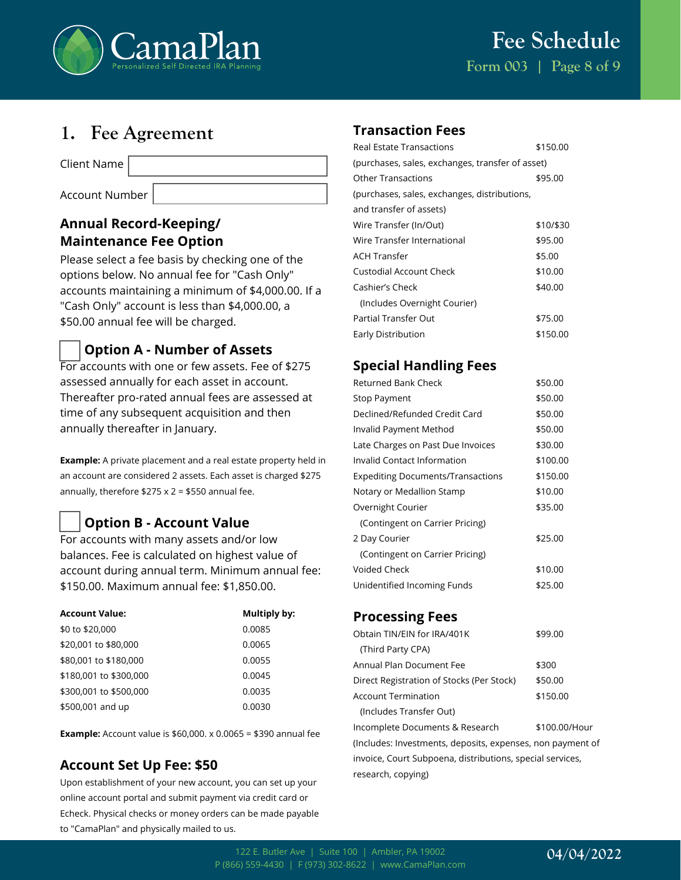## 1. Fee Agreement

Client Name

Account Number

### Annual Record-Keeping/ Maintenance Fee Option

Please select a fee basis by checking one of the options below. No annual fee for "Cash Only" accounts maintaining a minimum of $4,000.00. If a "Cash Only" account is less than $4,000.00, a $50.00 annual fee will be charged.

### ☐ Option A - Number of Assets

For accounts with one or few assets. Fee of $275 assessed annually for each asset in account. Thereafter pro-rated annual fees are assessed at time of any subsequent acquisition and then annually thereafter in January.

**Example:** A private placement and a real estate property held in an account are considered 2 assets. Each asset is charged $275 annually, therefore $275 x 2 = $550 annual fee.

### ☐ Option B - Account Value

For accounts with many assets and/or low balances. Fee is calculated on highest value of account during annual term. Minimum annual fee: $150.00. Maximum annual fee: $1,850.00.

| Account Value: | Multiply by: |
|---|---|
| $0 to $20,000 | 0.0085 |
| $20,001 to $80,000 | 0.0065 |
| $80,001 to $180,000 | 0.0055 |
| $180,001 to $300,000 | 0.0045 |
| $300,001 to $500,000 | 0.0035 |
| $500,001 and up | 0.0030 |

**Example:** Account value is $60,000. x 0.0065 = $390 annual fee

### Account Set Up Fee: $50

Upon establishment of your new account, you can set up your online account portal and submit payment via credit card or Echeck. Physical checks or money orders can be made payable to "CamaPlan" and physically mailed to us.

### Transaction Fees

| | |
|---|---|
| Real Estate Transactions (purchases, sales, exchanges, transfer of asset) | $150.00 |
| Other Transactions (purchases, sales, exchanges, distributions, and transfer of assets) | $95.00 |
| Wire Transfer (In/Out) | $10/$30 |
| Wire Transfer International | $95.00 |
| ACH Transfer | $5.00 |
| Custodial Account Check | $10.00 |
| Cashier's Check (Includes Overnight Courier) | $40.00 |
| Partial Transfer Out | $75.00 |
| Early Distribution | $150.00 |

### Special Handling Fees

| | |
|---|---|
| Returned Bank Check | $50.00 |
| Stop Payment | $50.00 |
| Declined/Refunded Credit Card | $50.00 |
| Invalid Payment Method | $50.00 |
| Late Charges on Past Due Invoices | $30.00 |
| Invalid Contact Information | $100.00 |
| Expediting Documents/Transactions | $150.00 |
| Notary or Medallion Stamp | $10.00 |
| Overnight Courier (Contingent on Carrier Pricing) | $35.00 |
| 2 Day Courier (Contingent on Carrier Pricing) | $25.00 |
| Voided Check | $10.00 |
| Unidentified Incoming Funds | $25.00 |

### Processing Fees

| | |
|---|---|
| Obtain TIN/EIN for IRA/401K (Third Party CPA) | $99.00 |
| Annual Plan Document Fee | $300 |
| Direct Registration of Stocks (Per Stock) | $50.00 |
| Account Termination (Includes Transfer Out) | $150.00 |
| Incomplete Documents & Research | $100.00/Hour |

(Includes: Investments, deposits, expenses, non payment of invoice, Court Subpoena, distributions, special services, research, copying)

122 E. Butler Ave | Suite 100 | Ambler, PA 19002
P (866) 559-4430 | F (973) 302-8622 | www.CamaPlan.com

04/04/2022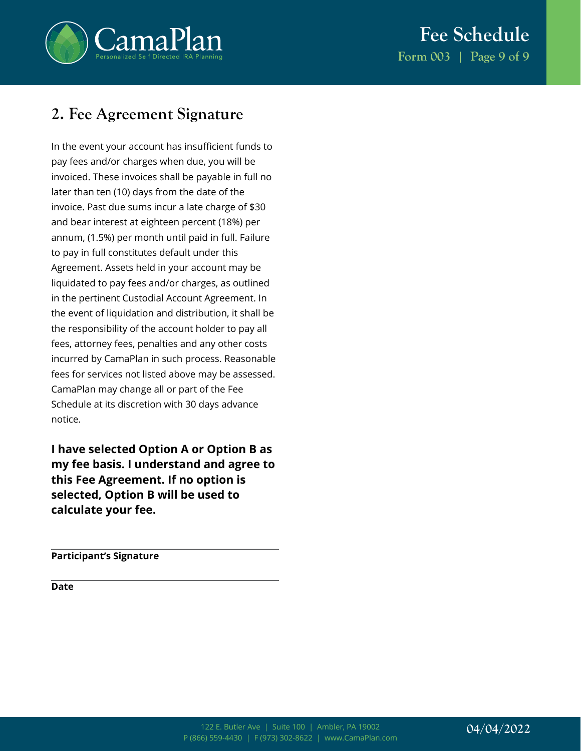## 2. Fee Agreement Signature

In the event your account has insufficient funds to pay fees and/or charges when due, you will be invoiced. These invoices shall be payable in full no later than ten (10) days from the date of the invoice. Past due sums incur a late charge of $30 and bear interest at eighteen percent (18%) per annum, (1.5%) per month until paid in full. Failure to pay in full constitutes default under this Agreement. Assets held in your account may be liquidated to pay fees and/or charges, as outlined in the pertinent Custodial Account Agreement. In the event of liquidation and distribution, it shall be the responsibility of the account holder to pay all fees, attorney fees, penalties and any other costs incurred by CamaPlan in such process. Reasonable fees for services not listed above may be assessed. CamaPlan may change all or part of the Fee Schedule at its discretion with 30 days advance notice.

**I have selected Option A or Option B as my fee basis. I understand and agree to this Fee Agreement. If no option is selected, Option B will be used to calculate your fee.**

______________________________

**Participant's Signature**

______________________________

**Date**